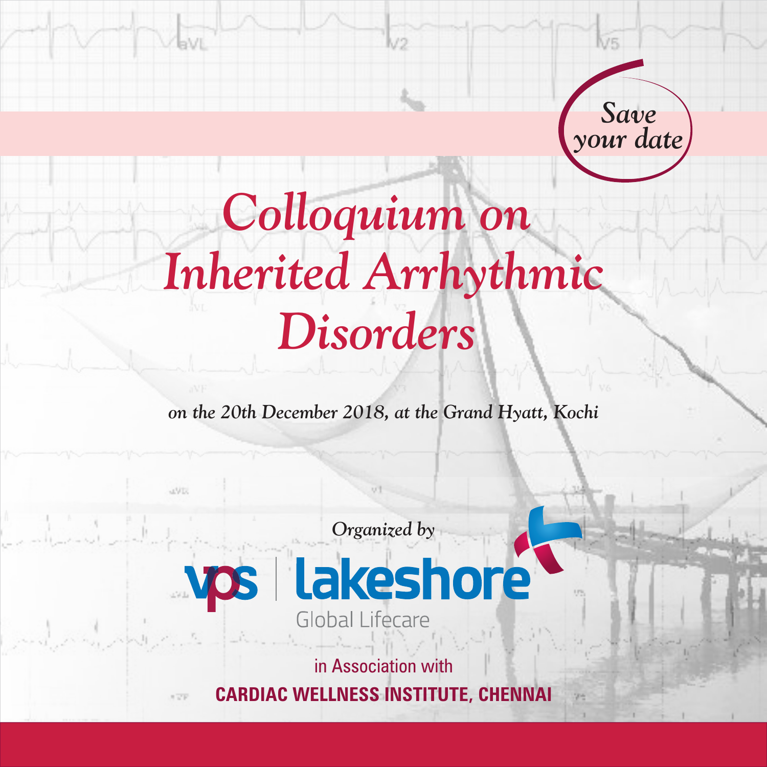*Save your date*

# *Colloquium on Inherited Arrhythmic Disorders*

*on the 20th December 2018, at the Grand Hyatt, Kochi*

*Organized by*

**vps | lakeshore**
Global Lifecare

in Association with

**CARDIAC WELLNESS INSTITUTE, CHENNAI**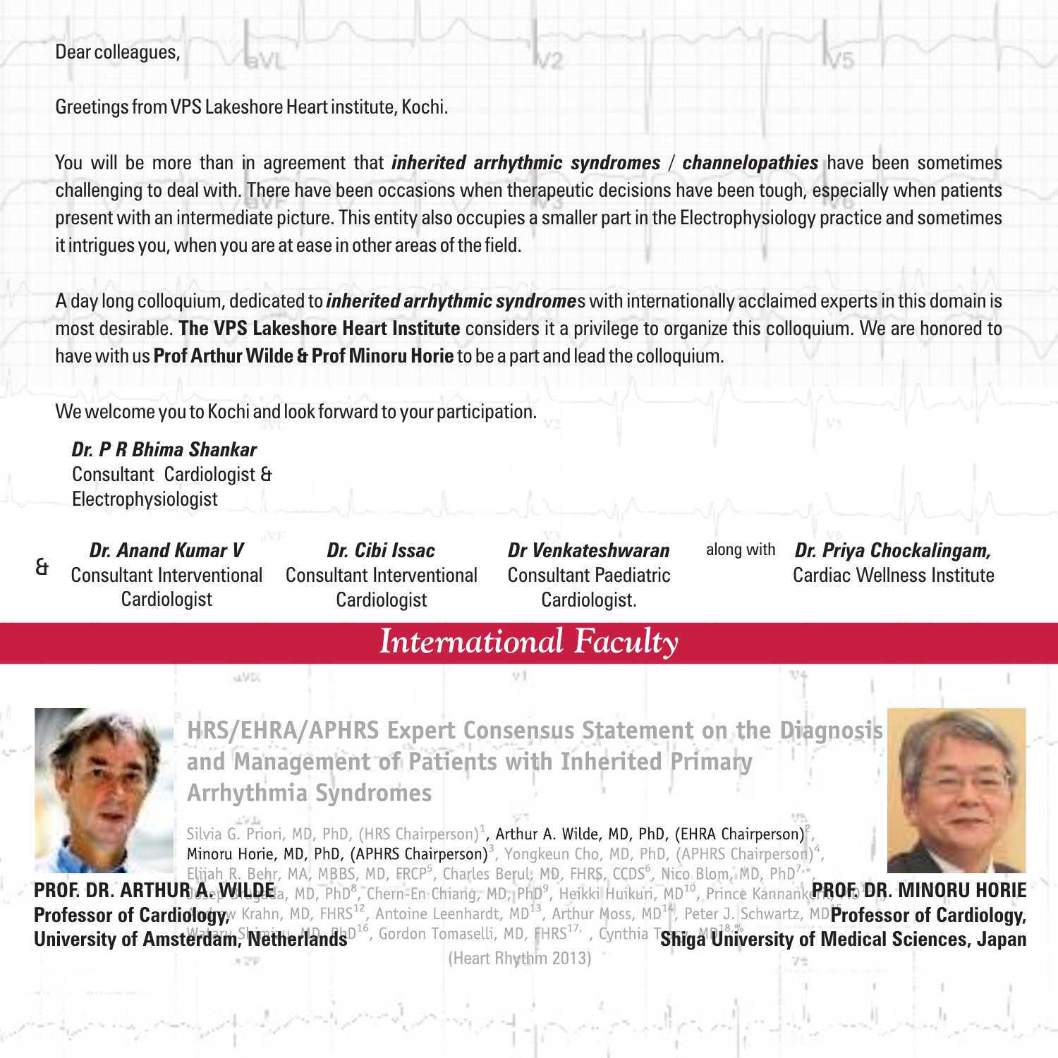Dear colleagues,

Greetings from VPS Lakeshore Heart institute, Kochi.

You will be more than in agreement that ***inherited arrhythmic syndromes*** / ***channelopathies*** have been sometimes challenging to deal with. There have been occasions when therapeutic decisions have been tough, especially when patients present with an intermediate picture. This entity also occupies a smaller part in the Electrophysiology practice and sometimes it intrigues you, when you are at ease in other areas of the field.

A day long colloquium, dedicated to ***inherited arrhythmic syndrome***s with internationally acclaimed experts in this domain is most desirable. **The VPS Lakeshore Heart Institute** considers it a privilege to organize this colloquium. We are honored to have with us **Prof Arthur Wilde & Prof Minoru Horie** to be a part and lead the colloquium.

We welcome you to Kochi and look forward to your participation.

***Dr. P R Bhima Shankar***
Consultant Cardiologist &
Electrophysiologist

& ***Dr. Anand Kumar V***
Consultant Interventional Cardiologist

***Dr. Cibi Issac***
Consultant Interventional Cardiologist

***Dr Venkateshwaran***
Consultant Paediatric Cardiologist.

along with ***Dr. Priya Chockalingam,***
Cardiac Wellness Institute

## *International Faculty*

**HRS/EHRA/APHRS Expert Consensus Statement on the Diagnosis and Management of Patients with Inherited Primary Arrhythmia Syndromes**

Silvia G. Priori, MD, PhD, (HRS Chairperson)[1], Arthur A. Wilde, MD, PhD, (EHRA Chairperson)[2], Minoru Horie, MD, PhD, (APHRS Chairperson)[3], Yongkeun Cho, MD, PhD, (APHRS Chairperson)[4], Elijah R. Behr, MA, MBBS, MD, FRCP[5], Charles Berul, MD, FHRS, CCDS[6], Nico Blom, MD, PhD[7,*], Josep Brugada, MD, PhD[8], Chern-En Chiang, MD, PhD[9], Heikki Huikuri, MD[10], Prince Kannankeril, MD[11], Andrew Krahn, MD, FHRS[12], Antoine Leenhardt, MD[13], Arthur Moss, MD[14], Peter J. Schwartz, MD[15], Wataru Shimizu, MD, PhD[16], Gordon Tomaselli, MD, FHRS[17], Cynthia Tracy, MD[18,%]

(Heart Rhythm 2013)

**PROF. DR. ARTHUR A. WILDE**
**Professor of Cardiology,**
**University of Amsterdam, Netherlands**

**PROF. DR. MINORU HORIE**
**Professor of Cardiology,**
**Shiga University of Medical Sciences, Japan**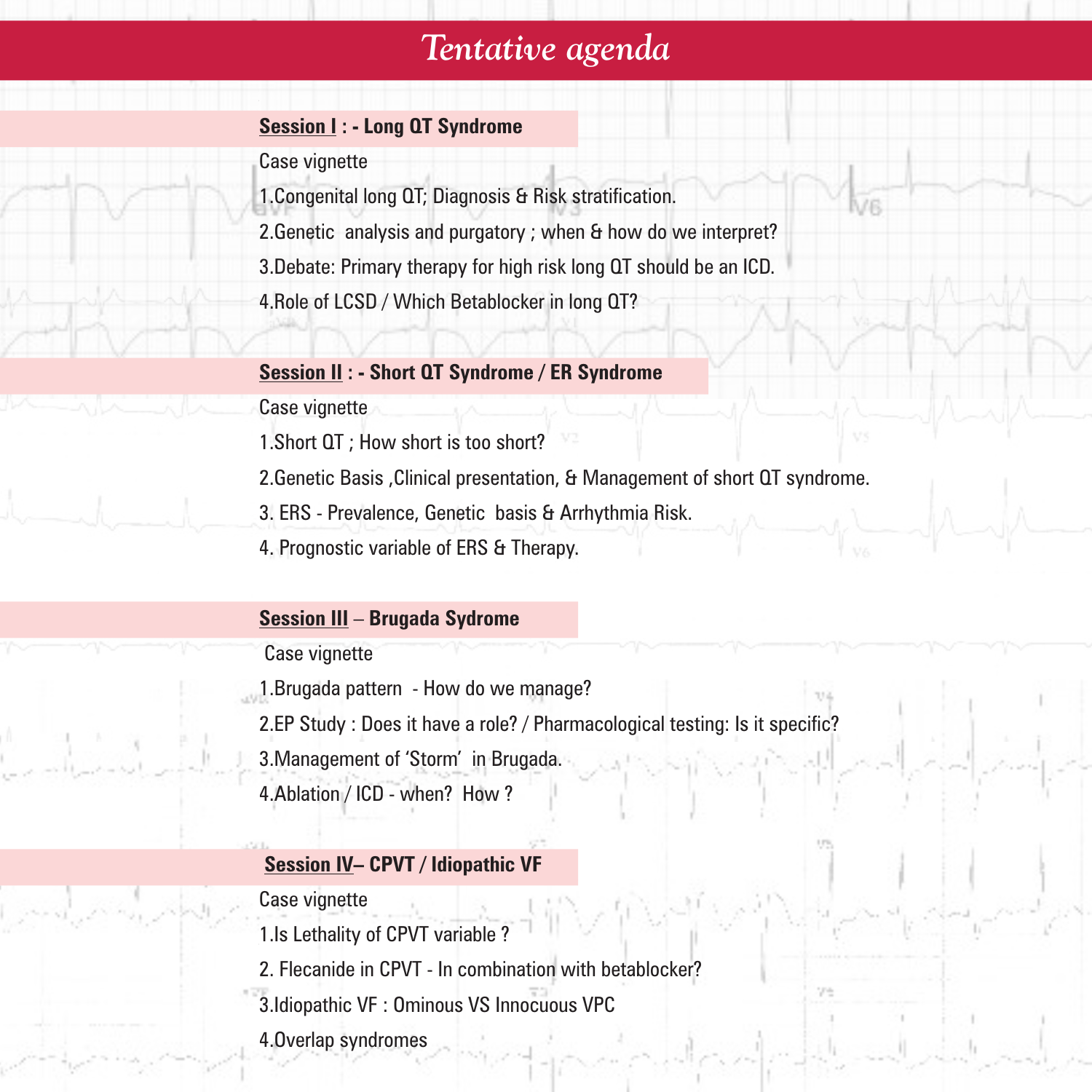# Tentative agenda

## **Session I : - Long QT Syndrome**

Case vignette

1.Congenital long QT; Diagnosis & Risk stratification.

2.Genetic analysis and purgatory ; when & how do we interpret?

3.Debate: Primary therapy for high risk long QT should be an ICD.

4.Role of LCSD / Which Betablocker in long QT?

## **Session II : - Short QT Syndrome / ER Syndrome**

Case vignette

1.Short QT ; How short is too short?

2.Genetic Basis ,Clinical presentation, & Management of short QT syndrome.

3. ERS - Prevalence, Genetic basis & Arrhythmia Risk.

4. Prognostic variable of ERS & Therapy.

## **Session III – Brugada Sydrome**

Case vignette

1.Brugada pattern - How do we manage?

2.EP Study : Does it have a role? / Pharmacological testing: Is it specific?

3.Management of 'Storm' in Brugada.

4.Ablation / ICD - when? How ?

## **Session IV– CPVT / Idiopathic VF**

Case vignette

1.Is Lethality of CPVT variable ?

2. Flecanide in CPVT - In combination with betablocker?

3.Idiopathic VF : Ominous VS Innocuous VPC

4.Overlap syndromes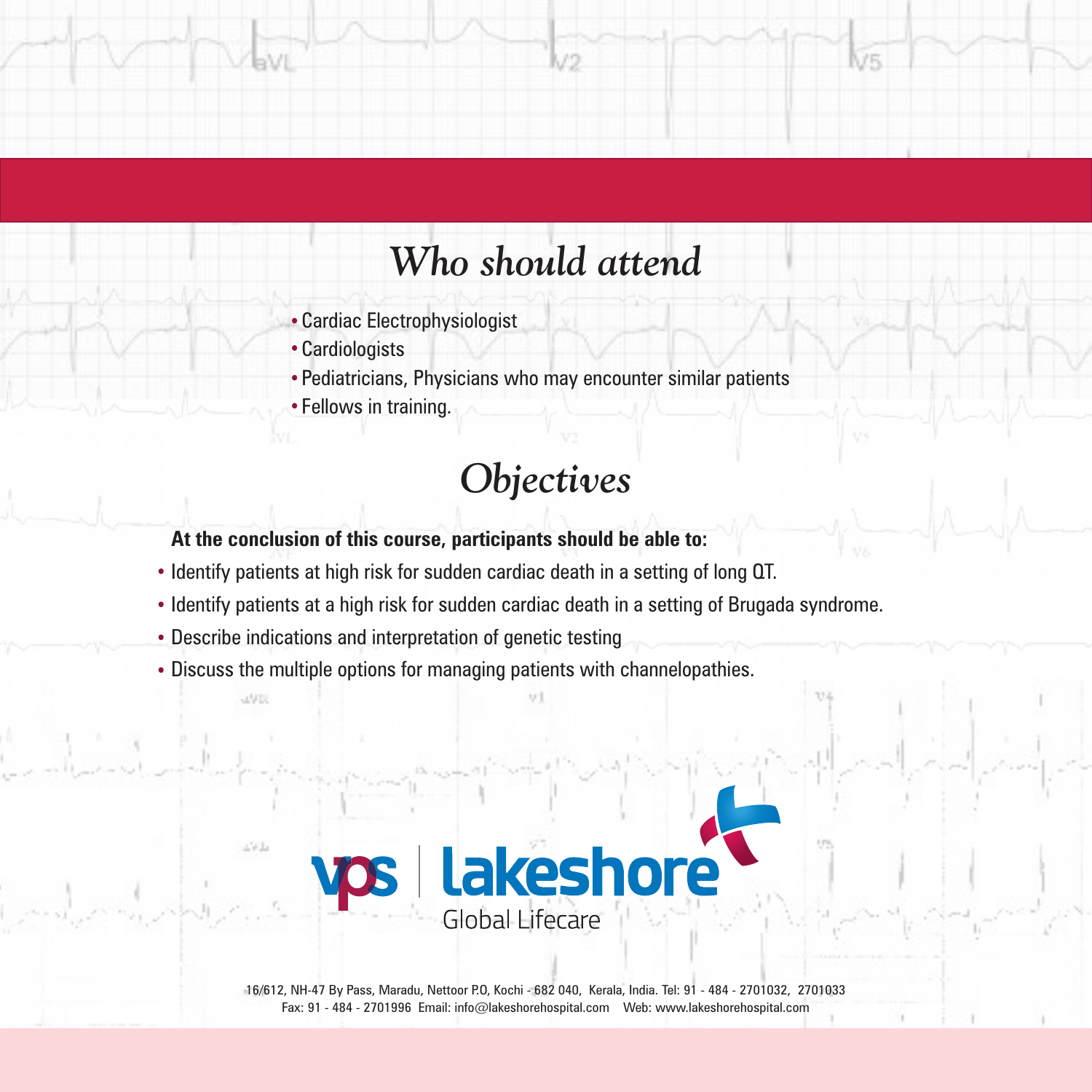## *Who should attend*

- Cardiac Electrophysiologist
- Cardiologists
- Pediatricians, Physicians who may encounter similar patients
- Fellows in training.

## *Objectives*

**At the conclusion of this course, participants should be able to:**

- Identify patients at high risk for sudden cardiac death in a setting of long QT.
- Identify patients at a high risk for sudden cardiac death in a setting of Brugada syndrome.
- Describe indications and interpretation of genetic testing
- Discuss the multiple options for managing patients with channelopathies.

vps | lakeshore
Global Lifecare

16/612, NH-47 By Pass, Maradu, Nettoor P.O, Kochi - 682 040, Kerala, India. Tel: 91 - 484 - 2701032, 2701033
Fax: 91 - 484 - 2701996 Email: info@lakeshorehospital.com Web: www.lakeshorehospital.com